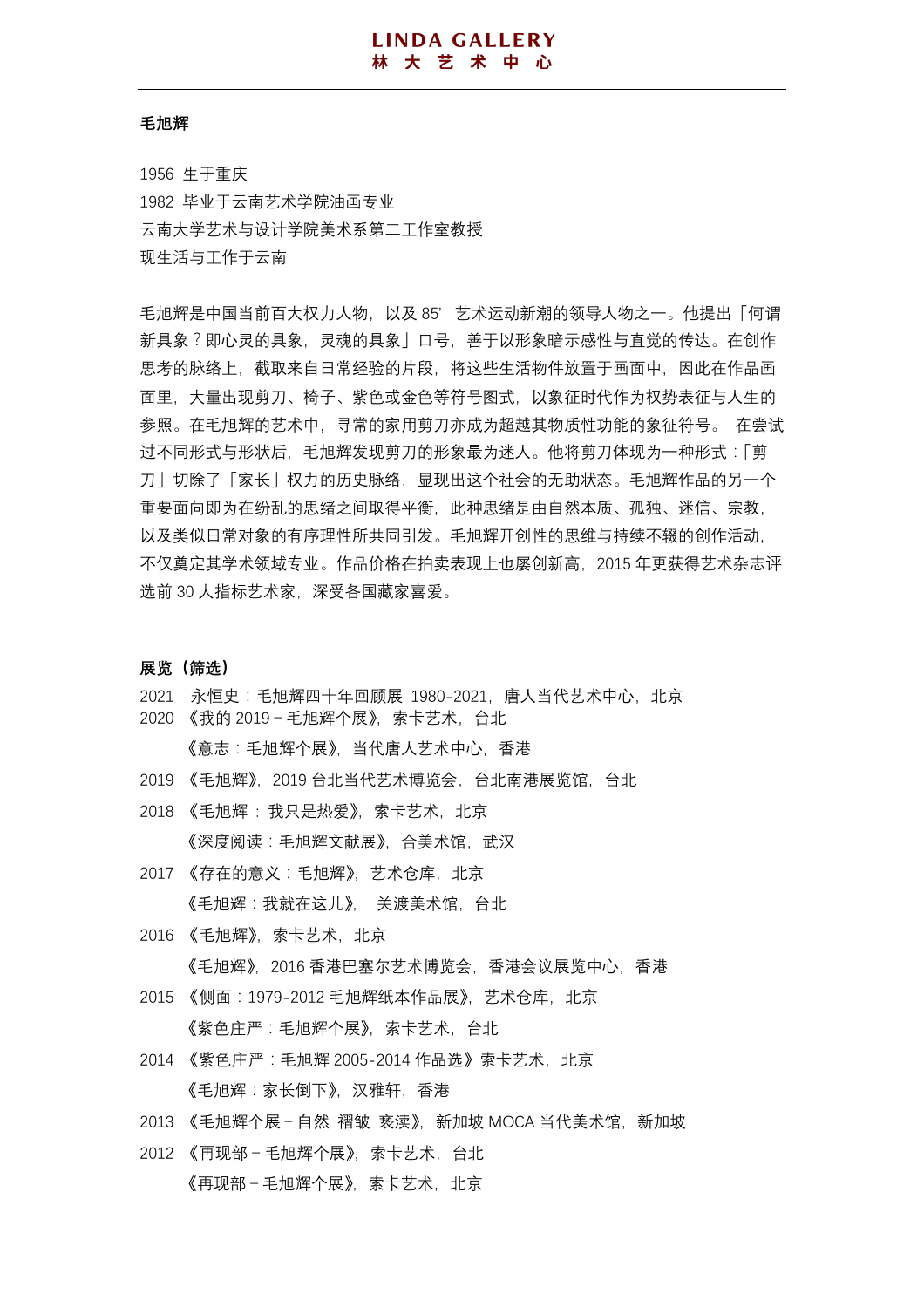# 毛旭辉

1956 生于重庆
1982 毕业于云南艺术学院油画专业
云南大学艺术与设计学院美术系第二工作室教授
现生活与工作于云南

毛旭辉是中国当前百大权力人物，以及 85’ 艺术运动新潮的领导人物之一。他提出「何谓新具象？即心灵的具象，灵魂的具象」口号，善于以形象暗示感性与直觉的传达。在创作思考的脉络上，截取来自日常经验的片段，将这些生活物件放置于画面中，因此在作品画面里，大量出现剪刀、椅子、紫色或金色等符号图式，以象征时代作为权势表征与人生的参照。在毛旭辉的艺术中，寻常的家用剪刀亦成为超越其物质性功能的象征符号。 在尝试过不同形式与形状后，毛旭辉发现剪刀的形象最为迷人。他将剪刀体现为一种形式：「剪刀」切除了「家长」权力的历史脉络，显现出这个社会的无助状态。毛旭辉作品的另一个重要面向即为在纷乱的思绪之间取得平衡，此种思绪是由自然本质、孤独、迷信、宗教，以及类似日常对象的有序理性所共同引发。毛旭辉开创性的思维与持续不辍的创作活动，不仅奠定其学术领域专业。作品价格在拍卖表现上也屡创新高，2015 年更获得艺术杂志评选前 30 大指标艺术家，深受各国藏家喜爱。

## 展览（筛选）

2021 永恒史：毛旭辉四十年回顾展 1980-2021，唐人当代艺术中心，北京
2020 《我的 2019－毛旭辉个展》，索卡艺术，台北
　　《意志：毛旭辉个展》，当代唐人艺术中心，香港
2019 《毛旭辉》，2019 台北当代艺术博览会，台北南港展览馆，台北
2018 《毛旭辉 ： 我只是热爱》，索卡艺术，北京
　　《深度阅读：毛旭辉文献展》，合美术馆，武汉
2017 《存在的意义：毛旭辉》，艺术仓库，北京
　　《毛旭辉：我就在这儿》， 关渡美术馆，台北
2016 《毛旭辉》，索卡艺术，北京
　　《毛旭辉》，2016 香港巴塞尔艺术博览会，香港会议展览中心，香港
2015 《侧面：1979-2012 毛旭辉纸本作品展》，艺术仓库，北京
　　《紫色庄严：毛旭辉个展》，索卡艺术，台北
2014 《紫色庄严：毛旭辉 2005-2014 作品选》索卡艺术，北京
　　《毛旭辉：家长倒下》，汉雅轩，香港
2013 《毛旭辉个展－自然 褶皱 亵渎》，新加坡 MOCA 当代美术馆，新加坡
2012 《再现部－毛旭辉个展》，索卡艺术，台北
　　《再现部－毛旭辉个展》，索卡艺术，北京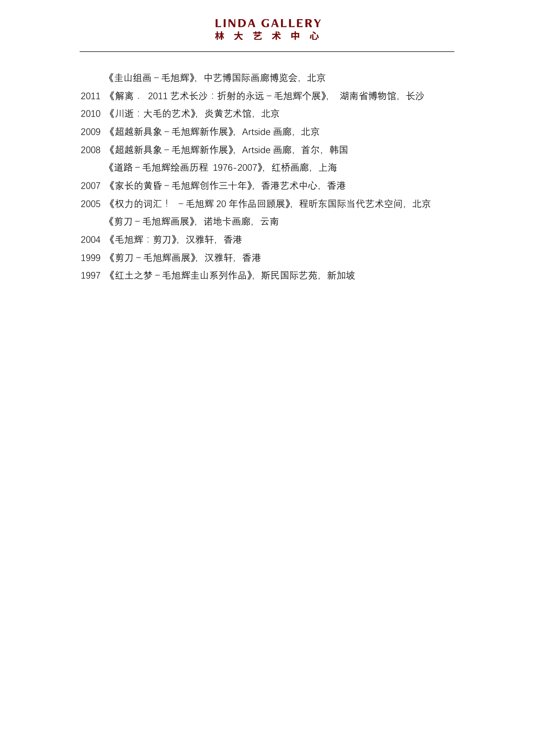《圭山组画－毛旭辉》，中艺博国际画廊博览会，北京

2011 《解离． 2011 艺术长沙：折射的永远－毛旭辉个展》， 湖南省博物馆，长沙

2010 《川逝：大毛的艺术》，炎黄艺术馆，北京

2009 《超越新具象－毛旭辉新作展》，Artside 画廊，北京

2008 《超越新具象－毛旭辉新作展》，Artside 画廊，首尔，韩国

《道路－毛旭辉绘画历程 1976-2007》，红桥画廊，上海

2007 《家长的黄昏－毛旭辉创作三十年》，香港艺术中心，香港

2005 《权力的词汇！ －毛旭辉 20 年作品回顾展》，程昕东国际当代艺术空间，北京

《剪刀－毛旭辉画展》，诺地卡画廊，云南

2004 《毛旭辉：剪刀》，汉雅轩，香港

1999 《剪刀－毛旭辉画展》，汉雅轩，香港

1997 《红土之梦－毛旭辉圭山系列作品》，斯民国际艺苑，新加坡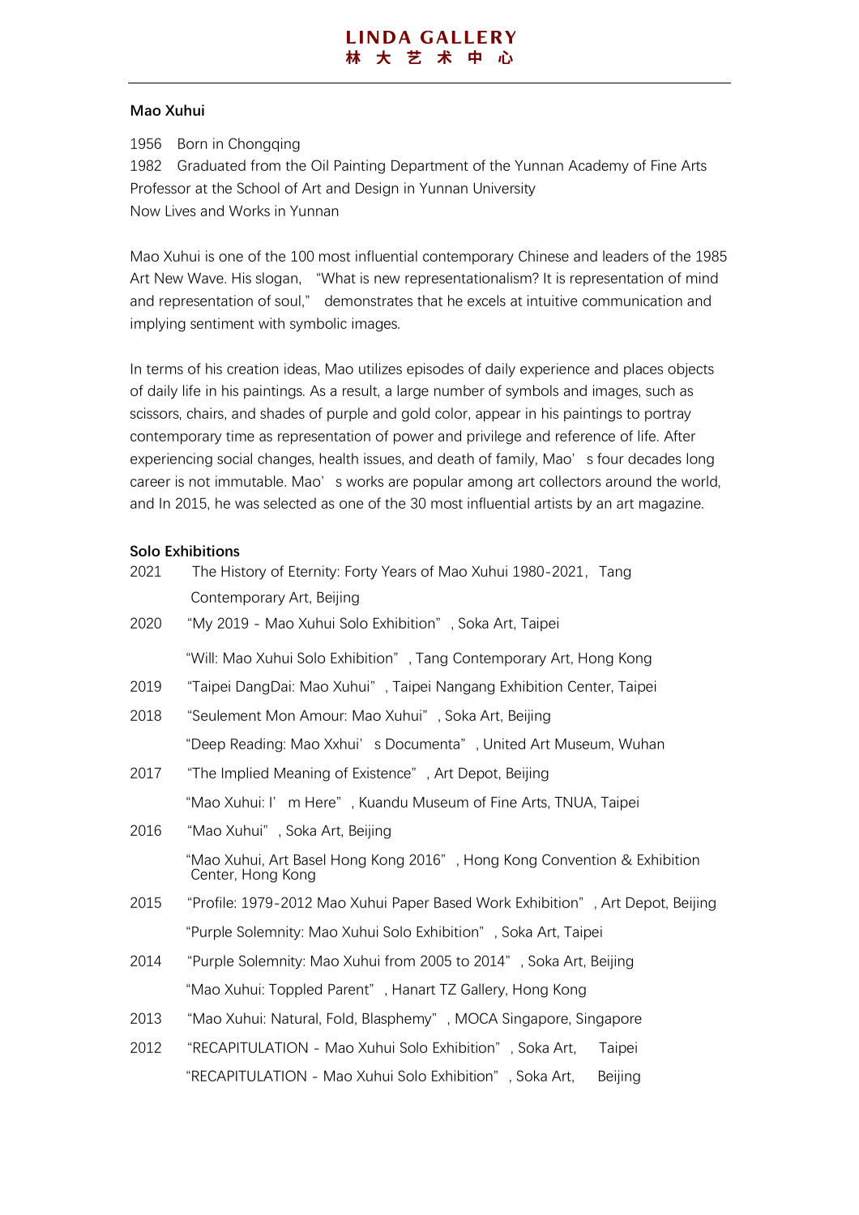## Mao Xuhui

1956 Born in Chongqing
1982 Graduated from the Oil Painting Department of the Yunnan Academy of Fine Arts
Professor at the School of Art and Design in Yunnan University
Now Lives and Works in Yunnan

Mao Xuhui is one of the 100 most influential contemporary Chinese and leaders of the 1985 Art New Wave. His slogan, "What is new representationalism? It is representation of mind and representation of soul," demonstrates that he excels at intuitive communication and implying sentiment with symbolic images.

In terms of his creation ideas, Mao utilizes episodes of daily experience and places objects of daily life in his paintings. As a result, a large number of symbols and images, such as scissors, chairs, and shades of purple and gold color, appear in his paintings to portray contemporary time as representation of power and privilege and reference of life. After experiencing social changes, health issues, and death of family, Mao's four decades long career is not immutable. Mao's works are popular among art collectors around the world, and In 2015, he was selected as one of the 30 most influential artists by an art magazine.

### Solo Exhibitions

2021 The History of Eternity: Forty Years of Mao Xuhui 1980-2021, Tang Contemporary Art, Beijing

2020 "My 2019 - Mao Xuhui Solo Exhibition", Soka Art, Taipei
"Will: Mao Xuhui Solo Exhibition", Tang Contemporary Art, Hong Kong

2019 "Taipei DangDai: Mao Xuhui", Taipei Nangang Exhibition Center, Taipei

2018 "Seulement Mon Amour: Mao Xuhui", Soka Art, Beijing
"Deep Reading: Mao Xxhui's Documenta", United Art Museum, Wuhan

2017 "The Implied Meaning of Existence", Art Depot, Beijing
"Mao Xuhui: I'm Here", Kuandu Museum of Fine Arts, TNUA, Taipei

2016 "Mao Xuhui", Soka Art, Beijing
"Mao Xuhui, Art Basel Hong Kong 2016", Hong Kong Convention & Exhibition Center, Hong Kong

2015 "Profile: 1979-2012 Mao Xuhui Paper Based Work Exhibition", Art Depot, Beijing
"Purple Solemnity: Mao Xuhui Solo Exhibition", Soka Art, Taipei

2014 "Purple Solemnity: Mao Xuhui from 2005 to 2014", Soka Art, Beijing
"Mao Xuhui: Toppled Parent", Hanart TZ Gallery, Hong Kong

2013 "Mao Xuhui: Natural, Fold, Blasphemy", MOCA Singapore, Singapore

2012 "RECAPITULATION - Mao Xuhui Solo Exhibition", Soka Art, Taipei
"RECAPITULATION - Mao Xuhui Solo Exhibition", Soka Art, Beijing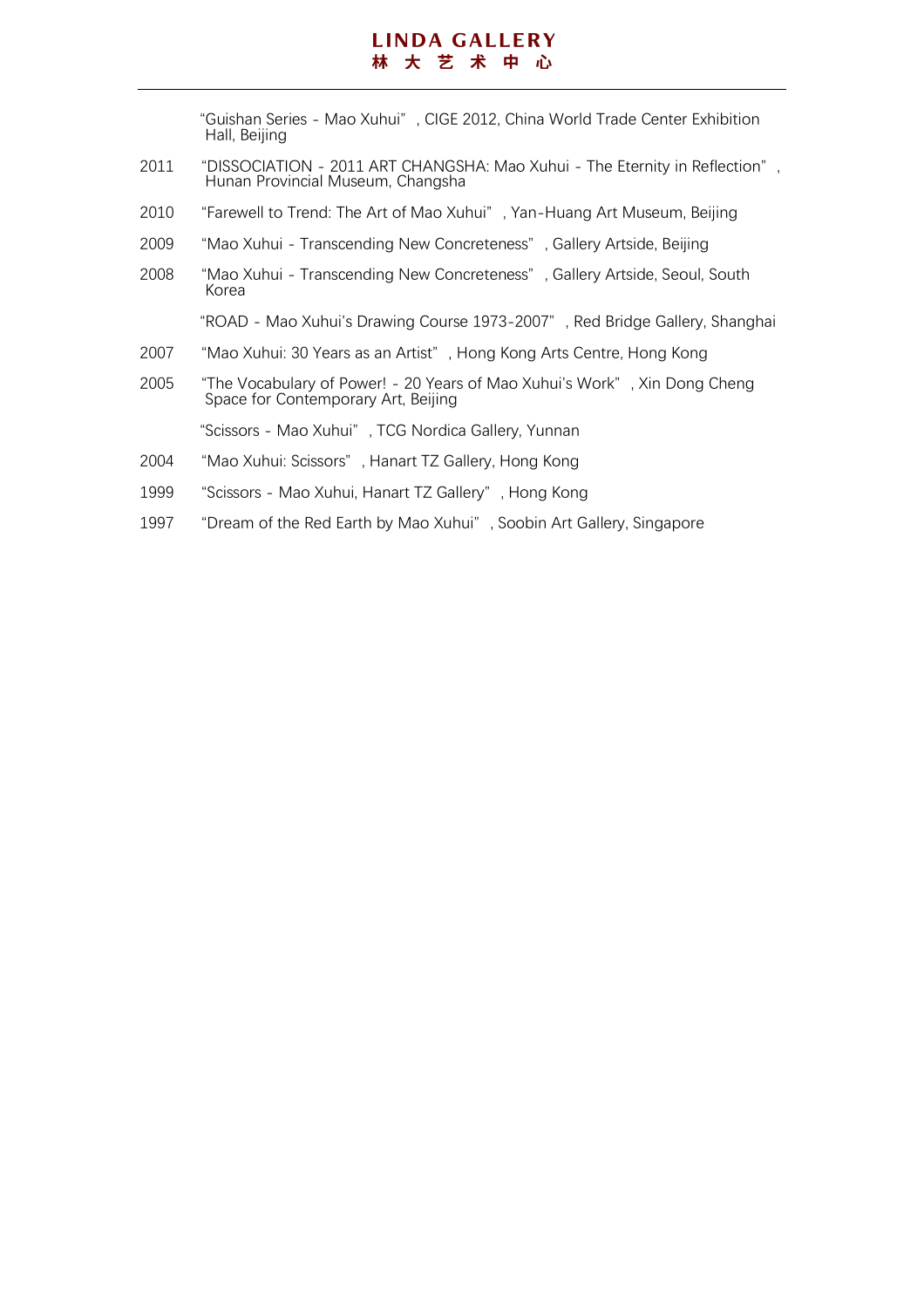"Guishan Series - Mao Xuhui", CIGE 2012, China World Trade Center Exhibition Hall, Beijing

2011 "DISSOCIATION - 2011 ART CHANGSHA: Mao Xuhui - The Eternity in Reflection", Hunan Provincial Museum, Changsha

2010 "Farewell to Trend: The Art of Mao Xuhui", Yan-Huang Art Museum, Beijing

2009 "Mao Xuhui - Transcending New Concreteness", Gallery Artside, Beijing

2008 "Mao Xuhui - Transcending New Concreteness", Gallery Artside, Seoul, South Korea

"ROAD - Mao Xuhui's Drawing Course 1973-2007", Red Bridge Gallery, Shanghai

2007 "Mao Xuhui: 30 Years as an Artist", Hong Kong Arts Centre, Hong Kong

2005 "The Vocabulary of Power! - 20 Years of Mao Xuhui's Work", Xin Dong Cheng Space for Contemporary Art, Beijing

"Scissors - Mao Xuhui", TCG Nordica Gallery, Yunnan

2004 "Mao Xuhui: Scissors", Hanart TZ Gallery, Hong Kong

1999 "Scissors - Mao Xuhui, Hanart TZ Gallery", Hong Kong

1997 "Dream of the Red Earth by Mao Xuhui", Soobin Art Gallery, Singapore